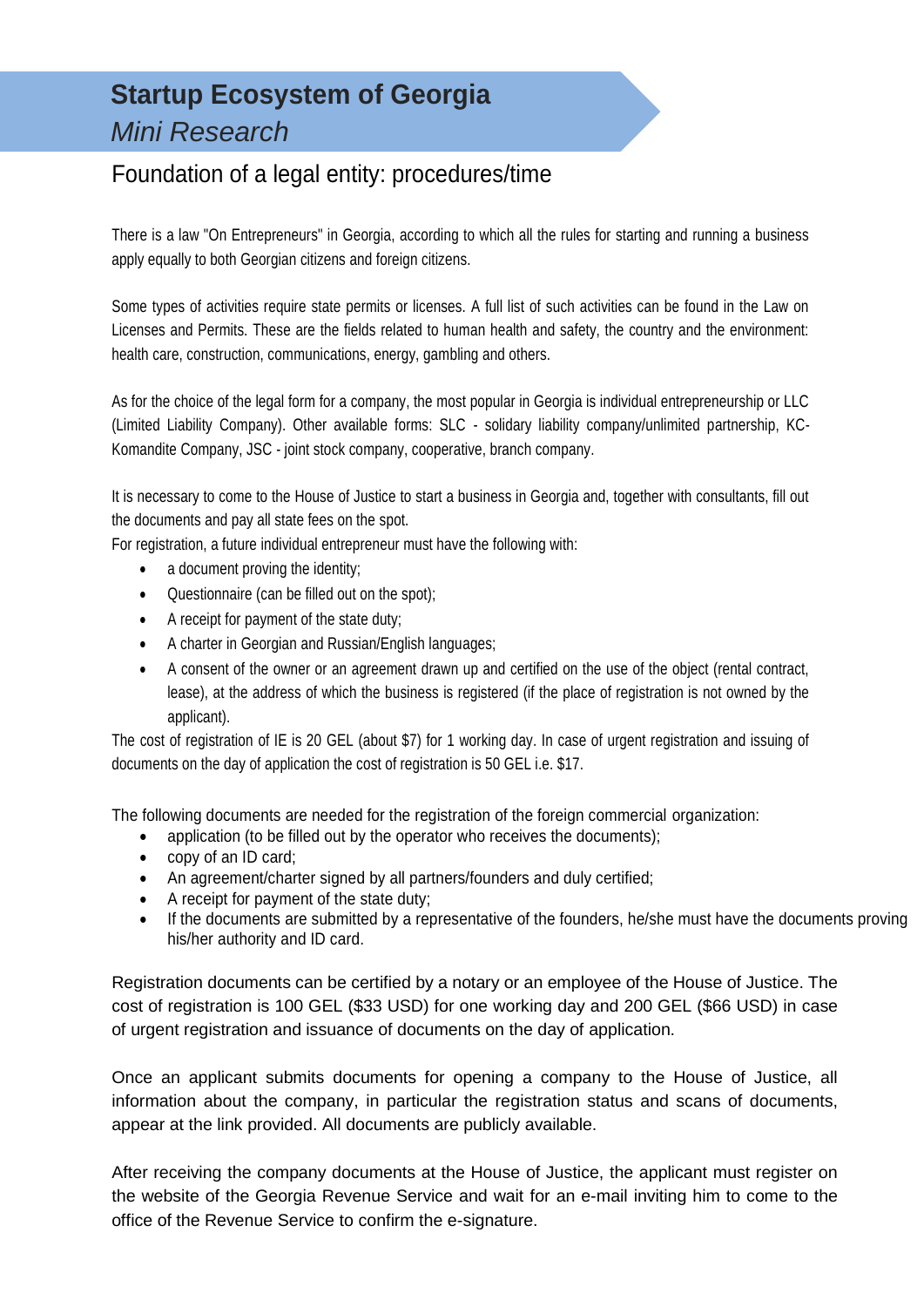# Startup Ecosystem of Georgia

*Mini Research*

## Foundation of a legal entity: procedures/time

There is a law "On Entrepreneurs" in Georgia, according to which all the rules for starting and running a business apply equally to both Georgian citizens and foreign citizens.

Some types of activities require state permits or licenses. A full list of such activities can be found in the Law on Licenses and Permits. These are the fields related to human health and safety, the country and the environment: health care, construction, communications, energy, gambling and others.

As for the choice of the legal form for a company, the most popular in Georgia is individual entrepreneurship or LLC (Limited Liability Company). Other available forms: SLC - solidary liability company/unlimited partnership, KC-Komandite Company, JSC - joint stock company, cooperative, branch company.

It is necessary to come to the House of Justice to start a business in Georgia and, together with consultants, fill out the documents and pay all state fees on the spot.

For registration, a future individual entrepreneur must have the following with:

- a document proving the identity;
- Questionnaire (can be filled out on the spot);
- A receipt for payment of the state duty;
- A charter in Georgian and Russian/English languages;
- A consent of the owner or an agreement drawn up and certified on the use of the object (rental contract, lease), at the address of which the business is registered (if the place of registration is not owned by the applicant).

The cost of registration of IE is 20 GEL (about $7) for 1 working day. In case of urgent registration and issuing of documents on the day of application the cost of registration is 50 GEL i.e. $17.

The following documents are needed for the registration of the foreign commercial organization:

- application (to be filled out by the operator who receives the documents);
- copy of an ID card;
- An agreement/charter signed by all partners/founders and duly certified;
- A receipt for payment of the state duty;
- If the documents are submitted by a representative of the founders, he/she must have the documents proving his/her authority and ID card.

Registration documents can be certified by a notary or an employee of the House of Justice. The cost of registration is 100 GEL ($33 USD) for one working day and 200 GEL ($66 USD) in case of urgent registration and issuance of documents on the day of application.

Once an applicant submits documents for opening a company to the House of Justice, all information about the company, in particular the registration status and scans of documents, appear at the link provided. All documents are publicly available.

After receiving the company documents at the House of Justice, the applicant must register on the website of the Georgia Revenue Service and wait for an e-mail inviting him to come to the office of the Revenue Service to confirm the e-signature.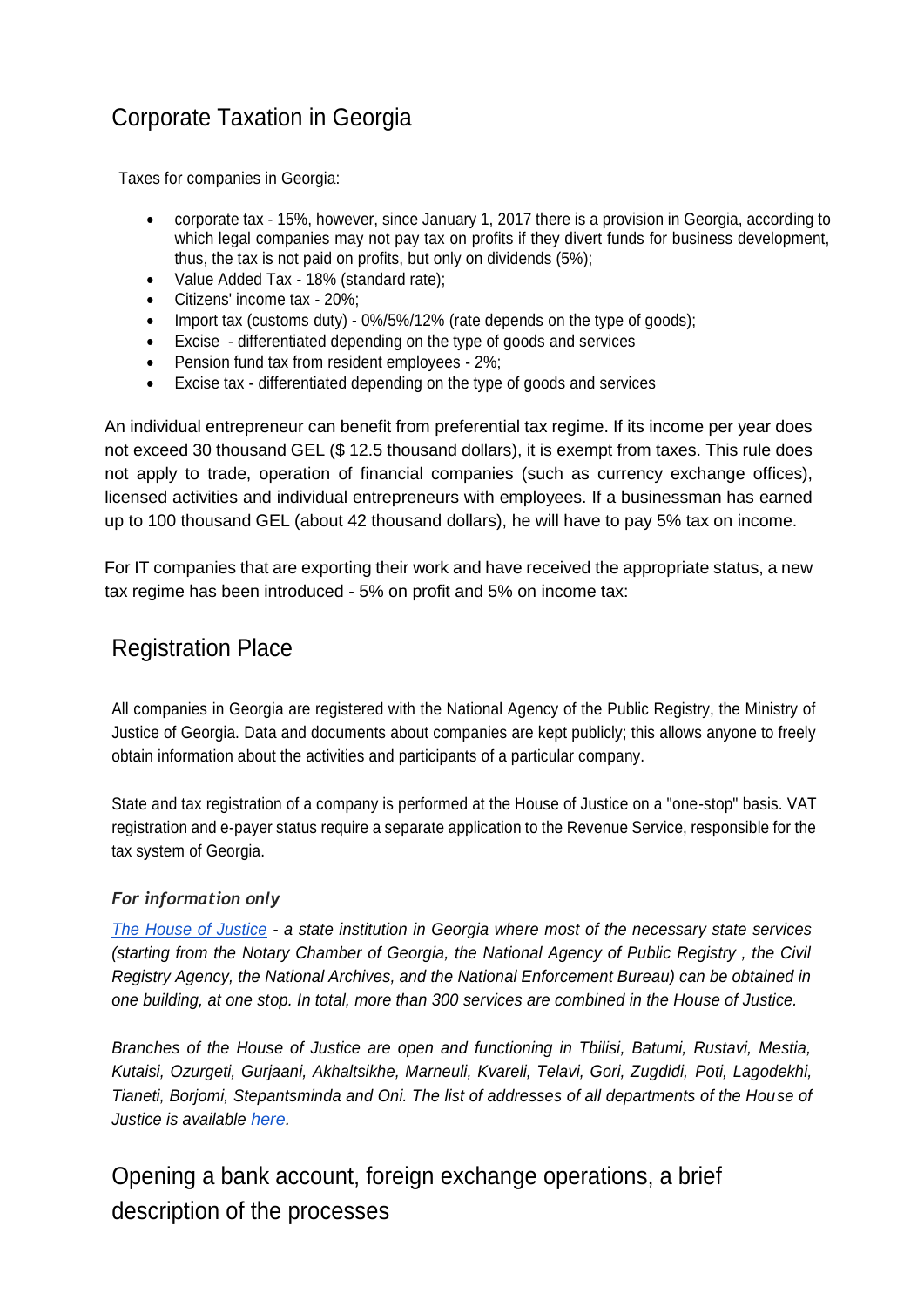## Corporate Taxation in Georgia

Taxes for companies in Georgia:

- corporate tax - 15%, however, since January 1, 2017 there is a provision in Georgia, according to which legal companies may not pay tax on profits if they divert funds for business development, thus, the tax is not paid on profits, but only on dividends (5%);
- Value Added Tax - 18% (standard rate);
- Citizens' income tax - 20%;
- Import tax (customs duty) - 0%/5%/12% (rate depends on the type of goods);
- Excise - differentiated depending on the type of goods and services
- Pension fund tax from resident employees - 2%;
- Excise tax - differentiated depending on the type of goods and services

An individual entrepreneur can benefit from preferential tax regime. If its income per year does not exceed 30 thousand GEL ($ 12.5 thousand dollars), it is exempt from taxes. This rule does not apply to trade, operation of financial companies (such as currency exchange offices), licensed activities and individual entrepreneurs with employees. If a businessman has earned up to 100 thousand GEL (about 42 thousand dollars), he will have to pay 5% tax on income.

For IT companies that are exporting their work and have received the appropriate status, a new tax regime has been introduced - 5% on profit and 5% on income tax:

## Registration Place

All companies in Georgia are registered with the National Agency of the Public Registry, the Ministry of Justice of Georgia. Data and documents about companies are kept publicly; this allows anyone to freely obtain information about the activities and participants of a particular company.

State and tax registration of a company is performed at the House of Justice on a "one-stop" basis. VAT registration and e-payer status require a separate application to the Revenue Service, responsible for the tax system of Georgia.

***For information only***

*The House of Justice - a state institution in Georgia where most of the necessary state services (starting from the Notary Chamber of Georgia, the National Agency of Public Registry , the Civil Registry Agency, the National Archives, and the National Enforcement Bureau) can be obtained in one building, at one stop. In total, more than 300 services are combined in the House of Justice.*

*Branches of the House of Justice are open and functioning in Tbilisi, Batumi, Rustavi, Mestia, Kutaisi, Ozurgeti, Gurjaani, Akhaltsikhe, Marneuli, Kvareli, Telavi, Gori, Zugdidi, Poti, Lagodekhi, Tianeti, Borjomi, Stepantsminda and Oni. The list of addresses of all departments of the House of Justice is available here.*

## Opening a bank account, foreign exchange operations, a brief description of the processes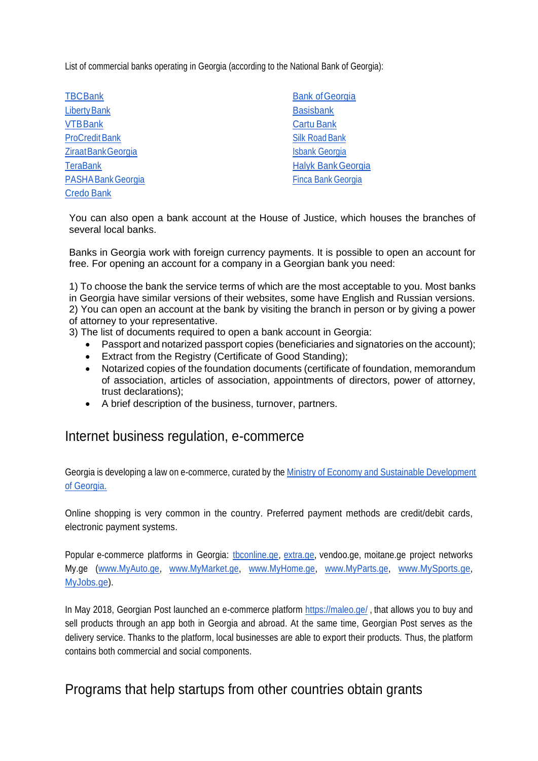List of commercial banks operating in Georgia (according to the National Bank of Georgia):

- TBC Bank
- Liberty Bank
- VTB Bank
- ProCredit Bank
- Ziraat Bank Georgia
- TeraBank
- PASHA Bank Georgia
- Credo Bank
- Bank of Georgia
- Basisbank
- Cartu Bank
- Silk Road Bank
- Isbank Georgia
- Halyk Bank Georgia
- Finca Bank Georgia

You can also open a bank account at the House of Justice, which houses the branches of several local banks.

Banks in Georgia work with foreign currency payments. It is possible to open an account for free. For opening an account for a company in a Georgian bank you need:

1) To choose the bank the service terms of which are the most acceptable to you. Most banks in Georgia have similar versions of their websites, some have English and Russian versions.
2) You can open an account at the bank by visiting the branch in person or by giving a power of attorney to your representative.
3) The list of documents required to open a bank account in Georgia:
   - Passport and notarized passport copies (beneficiaries and signatories on the account);
   - Extract from the Registry (Certificate of Good Standing);
   - Notarized copies of the foundation documents (certificate of foundation, memorandum of association, articles of association, appointments of directors, power of attorney, trust declarations);
   - A brief description of the business, turnover, partners.

## Internet business regulation, e-commerce

Georgia is developing a law on e-commerce, curated by the Ministry of Economy and Sustainable Development of Georgia.

Online shopping is very common in the country. Preferred payment methods are credit/debit cards, electronic payment systems.

Popular e-commerce platforms in Georgia: tbconline.ge, extra.ge, vendoo.ge, moitane.ge project networks My.ge (www.MyAuto.ge, www.MyMarket.ge, www.MyHome.ge, www.MyParts.ge, www.MySports.ge, MyJobs.ge).

In May 2018, Georgian Post launched an e-commerce platform https://maleo.ge/ , that allows you to buy and sell products through an app both in Georgia and abroad. At the same time, Georgian Post serves as the delivery service. Thanks to the platform, local businesses are able to export their products. Thus, the platform contains both commercial and social components.

## Programs that help startups from other countries obtain grants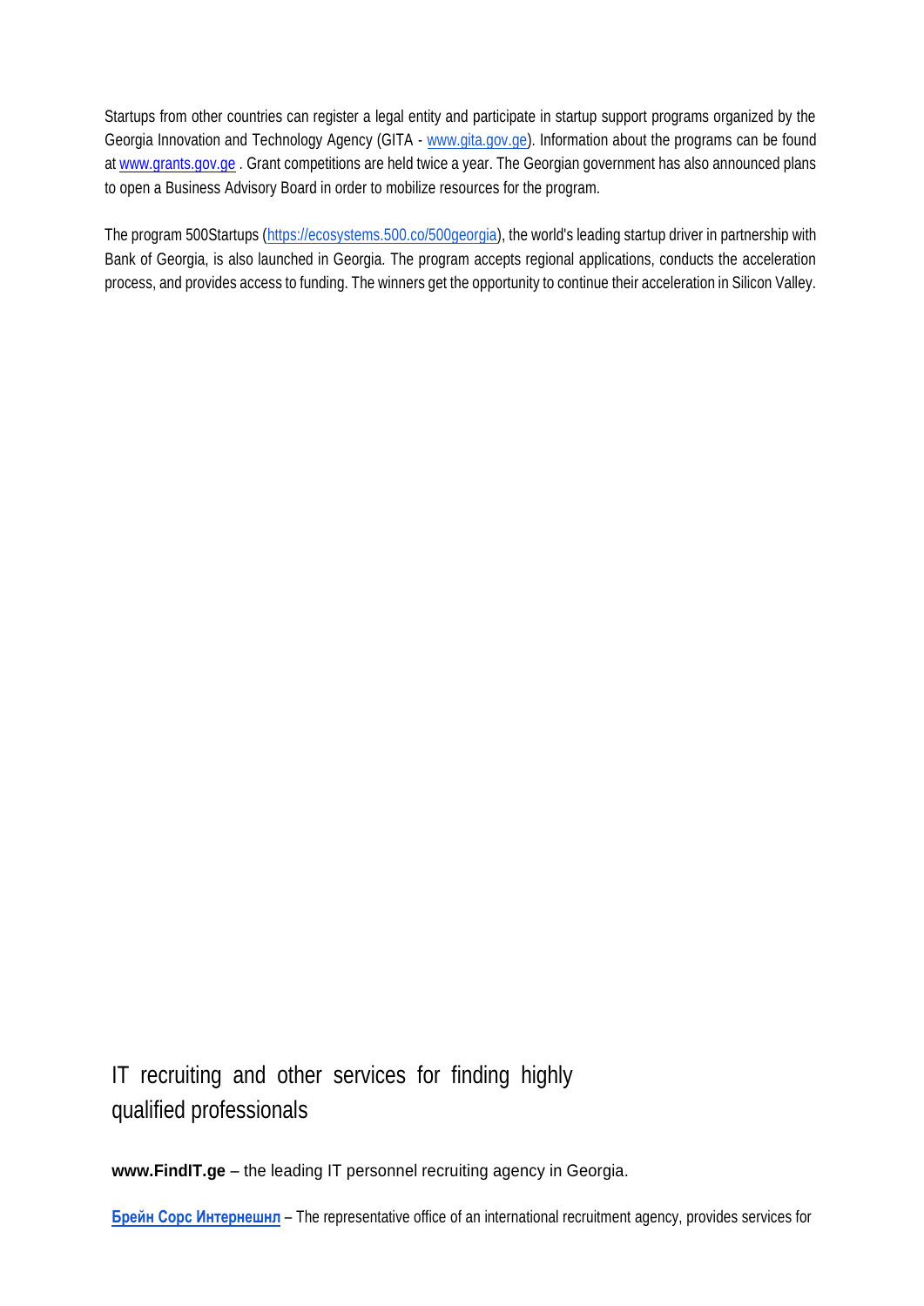Startups from other countries can register a legal entity and participate in startup support programs organized by the Georgia Innovation and Technology Agency (GITA - [www.gita.gov.ge](http://www.gita.gov.ge)). Information about the programs can be found at [www.grants.gov.ge](http://www.grants.gov.ge) . Grant competitions are held twice a year. The Georgian government has also announced plans to open a Business Advisory Board in order to mobilize resources for the program.

The program 500Startups ([https://ecosystems.500.co/500georgia](https://ecosystems.500.co/500georgia)), the world's leading startup driver in partnership with Bank of Georgia, is also launched in Georgia. The program accepts regional applications, conducts the acceleration process, and provides access to funding. The winners get the opportunity to continue their acceleration in Silicon Valley.

## IT recruiting and other services for finding highly qualified professionals

**www.FindIT.ge** – the leading IT personnel recruiting agency in Georgia.

**Брейн Сорс Интернешнл** – The representative office of an international recruitment agency, provides services for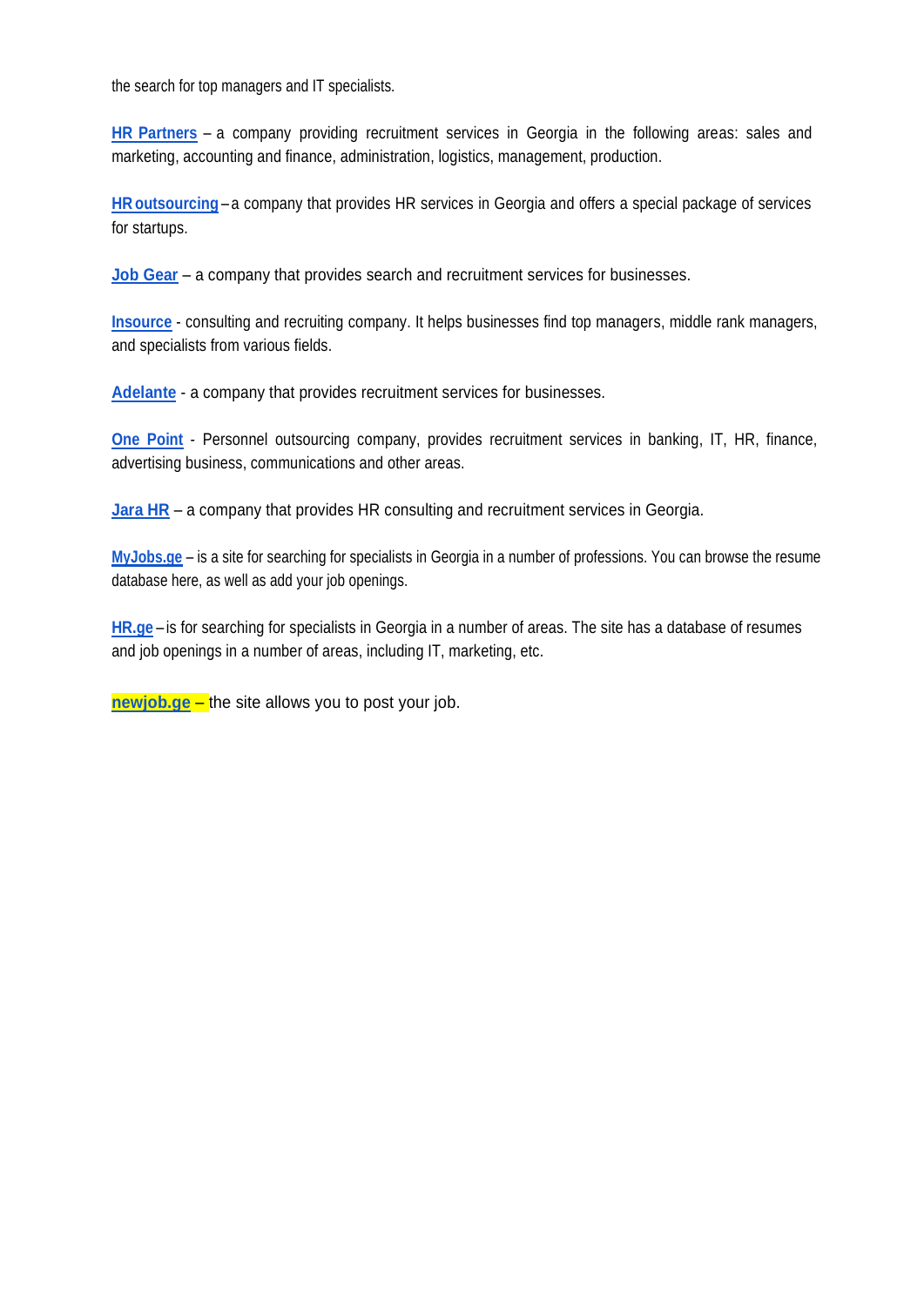the search for top managers and IT specialists.

**HR Partners** – a company providing recruitment services in Georgia in the following areas: sales and marketing, accounting and finance, administration, logistics, management, production.

**HR outsourcing** – a company that provides HR services in Georgia and offers a special package of services for startups.

**Job Gear** – a company that provides search and recruitment services for businesses.

**Insource** - consulting and recruiting company. It helps businesses find top managers, middle rank managers, and specialists from various fields.

**Adelante** - a company that provides recruitment services for businesses.

**One Point** - Personnel outsourcing company, provides recruitment services in banking, IT, HR, finance, advertising business, communications and other areas.

**Jara HR** – a company that provides HR consulting and recruitment services in Georgia.

**MyJobs.ge** – is a site for searching for specialists in Georgia in a number of professions. You can browse the resume database here, as well as add your job openings.

**HR.ge** – is for searching for specialists in Georgia in a number of areas. The site has a database of resumes and job openings in a number of areas, including IT, marketing, etc.

**newjob.ge** – the site allows you to post your job.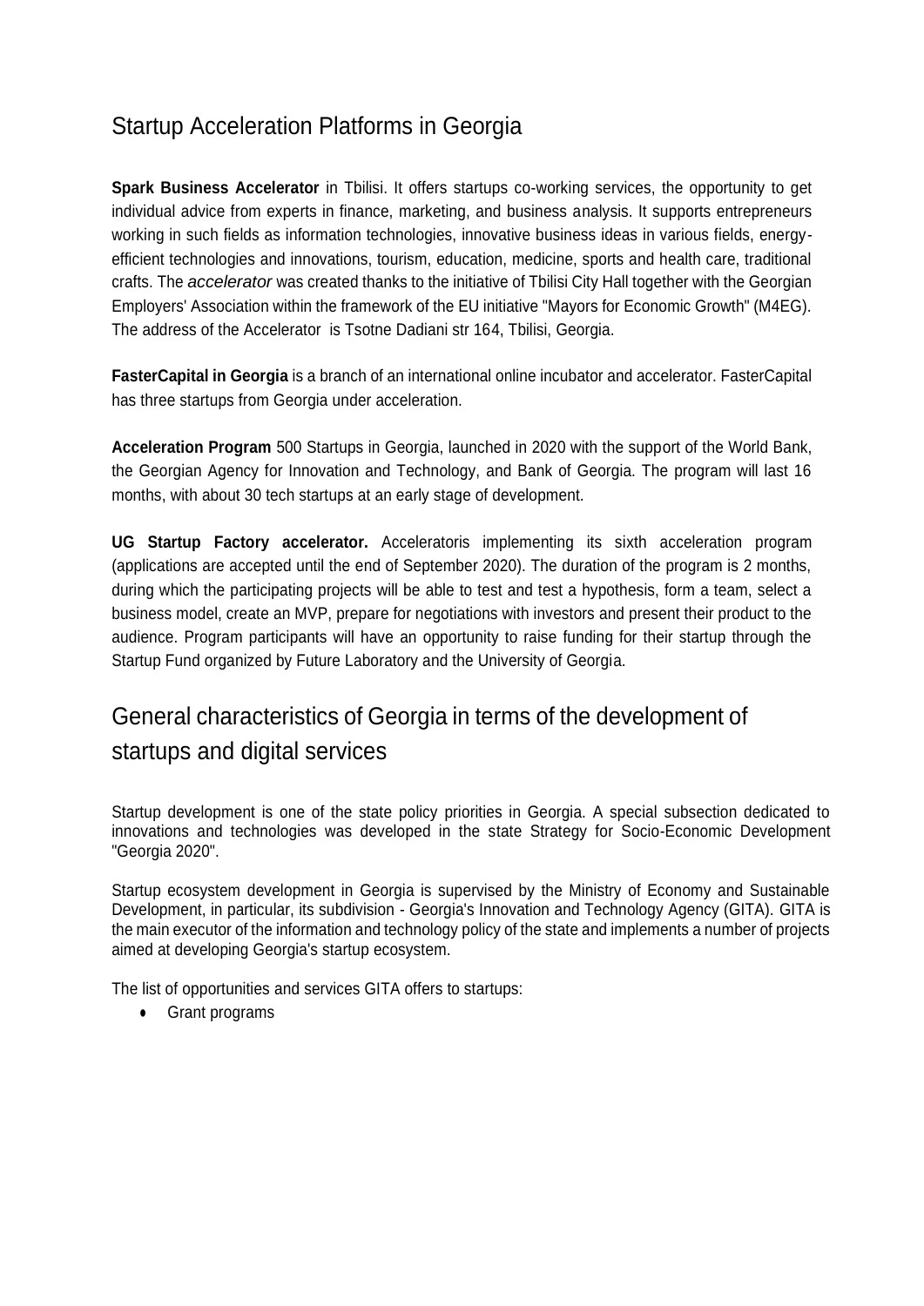## Startup Acceleration Platforms in Georgia

**Spark Business Accelerator** in Tbilisi. It offers startups co-working services, the opportunity to get individual advice from experts in finance, marketing, and business analysis. It supports entrepreneurs working in such fields as information technologies, innovative business ideas in various fields, energy-efficient technologies and innovations, tourism, education, medicine, sports and health care, traditional crafts. The *accelerator* was created thanks to the initiative of Tbilisi City Hall together with the Georgian Employers' Association within the framework of the EU initiative "Mayors for Economic Growth" (M4EG). The address of the Accelerator is Tsotne Dadiani str 164, Tbilisi, Georgia.

**FasterCapital in Georgia** is a branch of an international online incubator and accelerator. FasterCapital has three startups from Georgia under acceleration.

**Acceleration Program** 500 Startups in Georgia, launched in 2020 with the support of the World Bank, the Georgian Agency for Innovation and Technology, and Bank of Georgia. The program will last 16 months, with about 30 tech startups at an early stage of development.

**UG Startup Factory accelerator.** Acceleratoris implementing its sixth acceleration program (applications are accepted until the end of September 2020). The duration of the program is 2 months, during which the participating projects will be able to test and test a hypothesis, form a team, select a business model, create an MVP, prepare for negotiations with investors and present their product to the audience. Program participants will have an opportunity to raise funding for their startup through the Startup Fund organized by Future Laboratory and the University of Georgia.

## General characteristics of Georgia in terms of the development of startups and digital services

Startup development is one of the state policy priorities in Georgia. A special subsection dedicated to innovations and technologies was developed in the state Strategy for Socio-Economic Development "Georgia 2020".

Startup ecosystem development in Georgia is supervised by the Ministry of Economy and Sustainable Development, in particular, its subdivision - Georgia's Innovation and Technology Agency (GITA). GITA is the main executor of the information and technology policy of the state and implements a number of projects aimed at developing Georgia's startup ecosystem.

The list of opportunities and services GITA offers to startups:

- Grant programs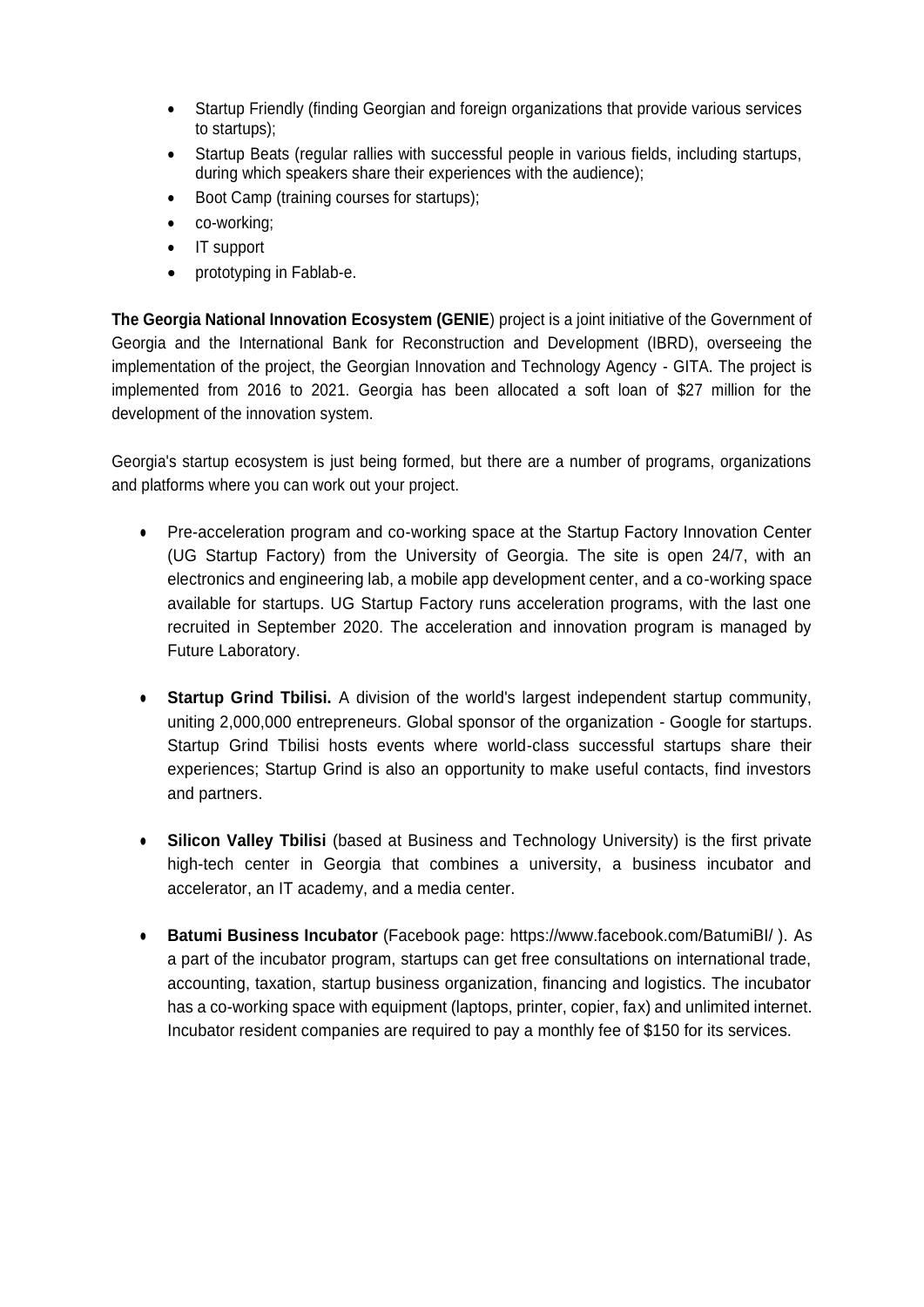- Startup Friendly (finding Georgian and foreign organizations that provide various services to startups);
- Startup Beats (regular rallies with successful people in various fields, including startups, during which speakers share their experiences with the audience);
- Boot Camp (training courses for startups);
- co-working;
- IT support
- prototyping in Fablab-e.

**The Georgia National Innovation Ecosystem (GENIE**) project is a joint initiative of the Government of Georgia and the International Bank for Reconstruction and Development (IBRD), overseeing the implementation of the project, the Georgian Innovation and Technology Agency - GITA. The project is implemented from 2016 to 2021. Georgia has been allocated a soft loan of $27 million for the development of the innovation system.

Georgia's startup ecosystem is just being formed, but there are a number of programs, organizations and platforms where you can work out your project.

- Pre-acceleration program and co-working space at the Startup Factory Innovation Center (UG Startup Factory) from the University of Georgia. The site is open 24/7, with an electronics and engineering lab, a mobile app development center, and a co-working space available for startups. UG Startup Factory runs acceleration programs, with the last one recruited in September 2020. The acceleration and innovation program is managed by Future Laboratory.

- **Startup Grind Tbilisi.** A division of the world's largest independent startup community, uniting 2,000,000 entrepreneurs. Global sponsor of the organization - Google for startups. Startup Grind Tbilisi hosts events where world-class successful startups share their experiences; Startup Grind is also an opportunity to make useful contacts, find investors and partners.

- **Silicon Valley Tbilisi** (based at Business and Technology University) is the first private high-tech center in Georgia that combines a university, a business incubator and accelerator, an IT academy, and a media center.

- **Batumi Business Incubator** (Facebook page: https://www.facebook.com/BatumiBI/ ). As a part of the incubator program, startups can get free consultations on international trade, accounting, taxation, startup business organization, financing and logistics. The incubator has a co-working space with equipment (laptops, printer, copier, fax) and unlimited internet. Incubator resident companies are required to pay a monthly fee of $150 for its services.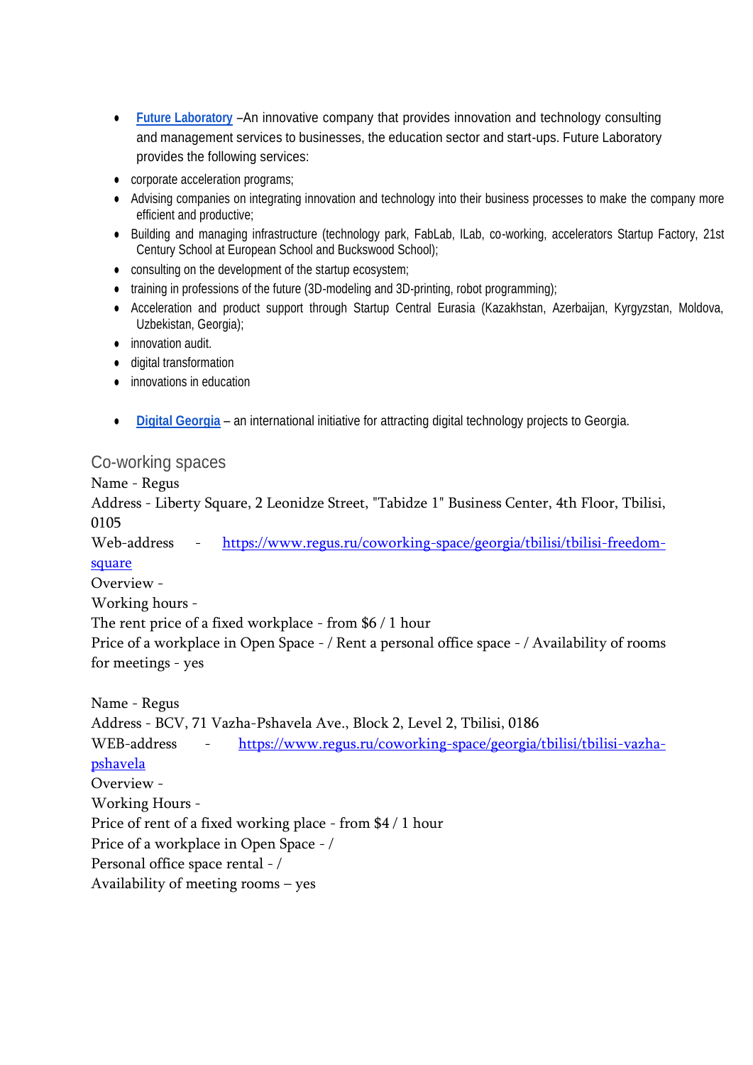- **[Future Laboratory](#)** –An innovative company that provides innovation and technology consulting and management services to businesses, the education sector and start-ups. Future Laboratory provides the following services:
- corporate acceleration programs;
- Advising companies on integrating innovation and technology into their business processes to make the company more efficient and productive;
- Building and managing infrastructure (technology park, FabLab, ILab, co-working, accelerators Startup Factory, 21st Century School at European School and Buckswood School);
- consulting on the development of the startup ecosystem;
- training in professions of the future (3D-modeling and 3D-printing, robot programming);
- Acceleration and product support through Startup Central Eurasia (Kazakhstan, Azerbaijan, Kyrgyzstan, Moldova, Uzbekistan, Georgia);
- innovation audit.
- digital transformation
- innovations in education

- **[Digital Georgia](#)** – an international initiative for attracting digital technology projects to Georgia.

## Co-working spaces

Name - Regus
Address - Liberty Square, 2 Leonidze Street, "Tabidze 1" Business Center, 4th Floor, Tbilisi, 0105
Web-address - https://www.regus.ru/coworking-space/georgia/tbilisi/tbilisi-freedom-square
Overview -
Working hours -
The rent price of a fixed workplace - from $6 / 1 hour
Price of a workplace in Open Space - / Rent a personal office space - / Availability of rooms for meetings - yes

Name - Regus
Address - BCV, 71 Vazha-Pshavela Ave., Block 2, Level 2, Tbilisi, 0186
WEB-address - https://www.regus.ru/coworking-space/georgia/tbilisi/tbilisi-vazha-pshavela
Overview -
Working Hours -
Price of rent of a fixed working place - from $4 / 1 hour
Price of a workplace in Open Space - /
Personal office space rental - /
Availability of meeting rooms – yes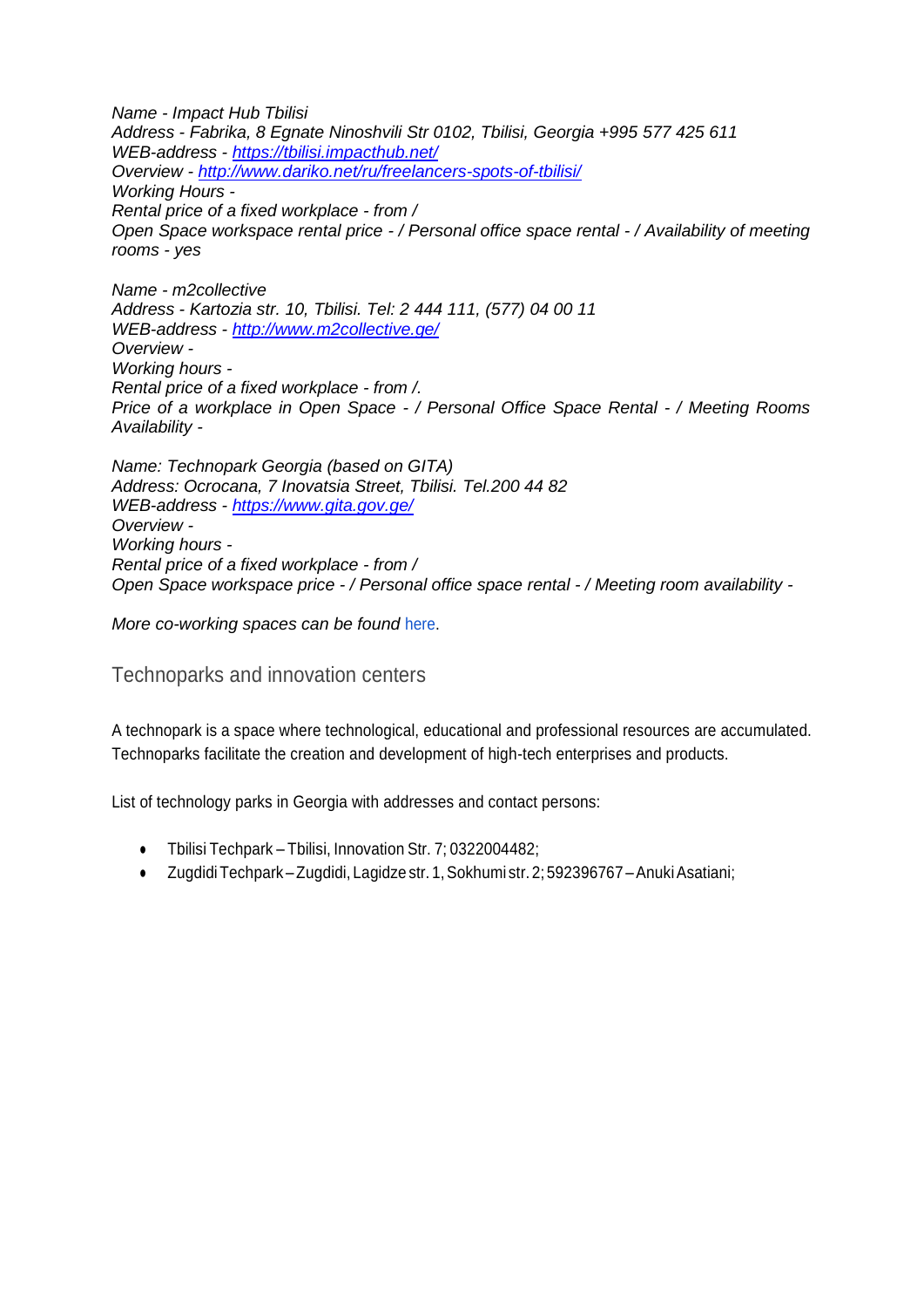*Name - Impact Hub Tbilisi*
*Address - Fabrika, 8 Egnate Ninoshvili Str 0102, Tbilisi, Georgia +995 577 425 611*
*WEB-address - [https://tbilisi.impacthub.net/](https://tbilisi.impacthub.net/)*
*Overview - [http://www.dariko.net/ru/freelancers-spots-of-tbilisi/](http://www.dariko.net/ru/freelancers-spots-of-tbilisi/)*
*Working Hours -*
*Rental price of a fixed workplace - from /*
*Open Space workspace rental price - / Personal office space rental - / Availability of meeting rooms - yes*

*Name - m2collective*
*Address - Kartozia str. 10, Tbilisi. Tel: 2 444 111, (577) 04 00 11*
*WEB-address - [http://www.m2collective.ge/](http://www.m2collective.ge/)*
*Overview -*
*Working hours -*
*Rental price of a fixed workplace - from /.*
*Price of a workplace in Open Space - / Personal Office Space Rental - / Meeting Rooms Availability -*

*Name: Technopark Georgia (based on GITA)*
*Address: Ocrocana, 7 Inovatsia Street, Tbilisi. Tel.200 44 82*
*WEB-address - [https://www.gita.gov.ge/](https://www.gita.gov.ge/)*
*Overview -*
*Working hours -*
*Rental price of a fixed workplace - from /*
*Open Space workspace price - / Personal office space rental - / Meeting room availability -*

*More co-working spaces can be found* here.

## Technoparks and innovation centers

A technopark is a space where technological, educational and professional resources are accumulated. Technoparks facilitate the creation and development of high-tech enterprises and products.

List of technology parks in Georgia with addresses and contact persons:

- Tbilisi Techpark – Tbilisi, Innovation Str. 7; 0322004482;
- Zugdidi Techpark – Zugdidi, Lagidze str. 1, Sokhumi str. 2; 592396767 – Anuki Asatiani;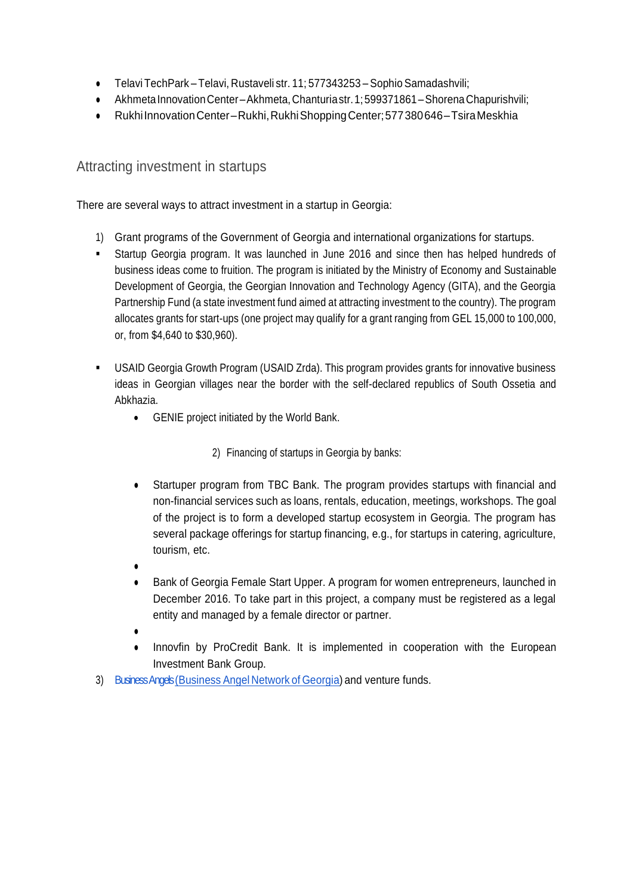- Telavi TechPark – Telavi, Rustaveli str. 11; 577343253 – Sophio Samadashvili;
- Akhmeta Innovation Center – Akhmeta, Chanturia str. 1; 599371861 – Shorena Chapurishvili;
- Rukhi Innovation Center – Rukhi, Rukhi Shopping Center; 577 380 646 – Tsira Meskhia

## Attracting investment in startups

There are several ways to attract investment in a startup in Georgia:

1) Grant programs of the Government of Georgia and international organizations for startups.

- Startup Georgia program. It was launched in June 2016 and since then has helped hundreds of business ideas come to fruition. The program is initiated by the Ministry of Economy and Sustainable Development of Georgia, the Georgian Innovation and Technology Agency (GITA), and the Georgia Partnership Fund (a state investment fund aimed at attracting investment to the country). The program allocates grants for start-ups (one project may qualify for a grant ranging from GEL 15,000 to 100,000, or, from $4,640 to $30,960).

- USAID Georgia Growth Program (USAID Zrda). This program provides grants for innovative business ideas in Georgian villages near the border with the self-declared republics of South Ossetia and Abkhazia.
  - GENIE project initiated by the World Bank.

2) Financing of startups in Georgia by banks:

- Startuper program from TBC Bank. The program provides startups with financial and non-financial services such as loans, rentals, education, meetings, workshops. The goal of the project is to form a developed startup ecosystem in Georgia. The program has several package offerings for startup financing, e.g., for startups in catering, agriculture, tourism, etc.
- Bank of Georgia Female Start Upper. A program for women entrepreneurs, launched in December 2016. To take part in this project, a company must be registered as a legal entity and managed by a female director or partner.
- Innovfin by ProCredit Bank. It is implemented in cooperation with the European Investment Bank Group.

3) Business Angels (Business Angel Network of Georgia) and venture funds.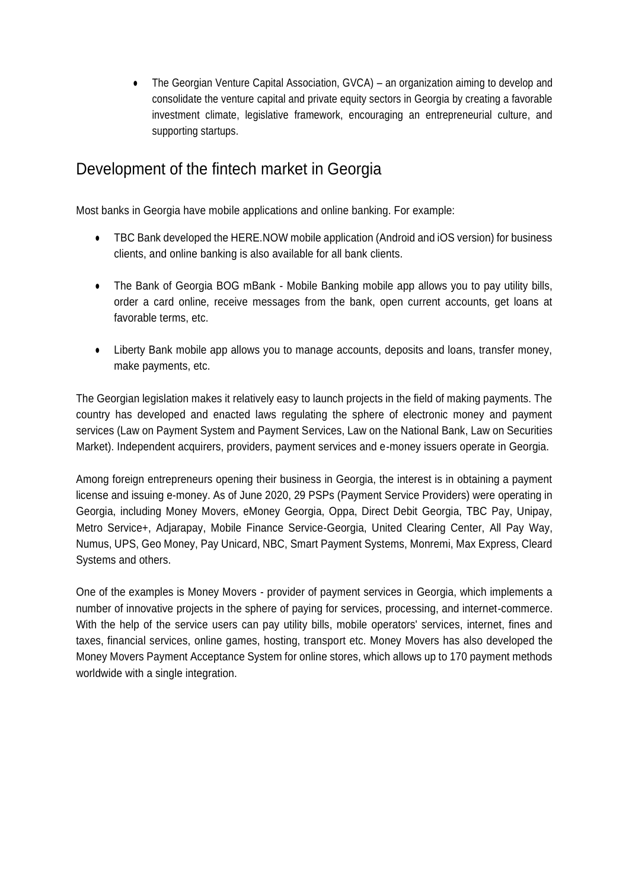- The Georgian Venture Capital Association, GVCA) – an organization aiming to develop and consolidate the venture capital and private equity sectors in Georgia by creating a favorable investment climate, legislative framework, encouraging an entrepreneurial culture, and supporting startups.

## Development of the fintech market in Georgia

Most banks in Georgia have mobile applications and online banking. For example:

- TBC Bank developed the HERE.NOW mobile application (Android and iOS version) for business clients, and online banking is also available for all bank clients.

- The Bank of Georgia BOG mBank - Mobile Banking mobile app allows you to pay utility bills, order a card online, receive messages from the bank, open current accounts, get loans at favorable terms, etc.

- Liberty Bank mobile app allows you to manage accounts, deposits and loans, transfer money, make payments, etc.

The Georgian legislation makes it relatively easy to launch projects in the field of making payments. The country has developed and enacted laws regulating the sphere of electronic money and payment services (Law on Payment System and Payment Services, Law on the National Bank, Law on Securities Market). Independent acquirers, providers, payment services and e-money issuers operate in Georgia.

Among foreign entrepreneurs opening their business in Georgia, the interest is in obtaining a payment license and issuing e-money. As of June 2020, 29 PSPs (Payment Service Providers) were operating in Georgia, including Money Movers, eMoney Georgia, Oppa, Direct Debit Georgia, TBC Pay, Unipay, Metro Service+, Adjarapay, Mobile Finance Service-Georgia, United Clearing Center, All Pay Way, Numus, UPS, Geo Money, Pay Unicard, NBC, Smart Payment Systems, Monremi, Max Express, Cleard Systems and others.

One of the examples is Money Movers - provider of payment services in Georgia, which implements a number of innovative projects in the sphere of paying for services, processing, and internet-commerce. With the help of the service users can pay utility bills, mobile operators' services, internet, fines and taxes, financial services, online games, hosting, transport etc. Money Movers has also developed the Money Movers Payment Acceptance System for online stores, which allows up to 170 payment methods worldwide with a single integration.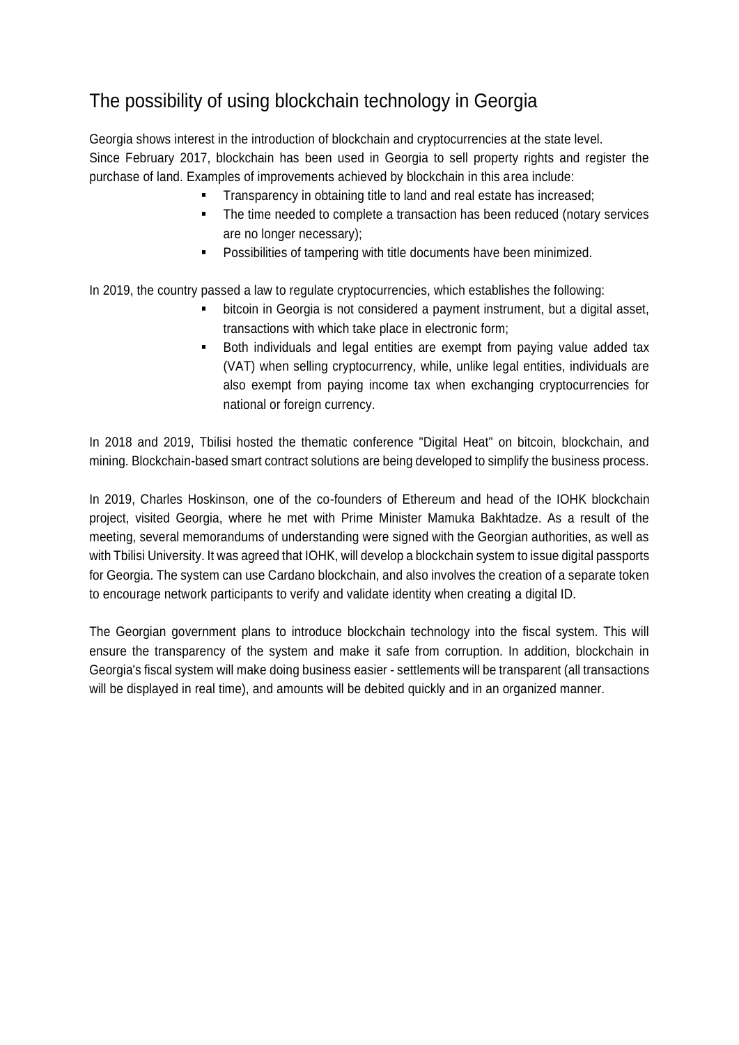## The possibility of using blockchain technology in Georgia

Georgia shows interest in the introduction of blockchain and cryptocurrencies at the state level.
Since February 2017, blockchain has been used in Georgia to sell property rights and register the purchase of land. Examples of improvements achieved by blockchain in this area include:

- Transparency in obtaining title to land and real estate has increased;
- The time needed to complete a transaction has been reduced (notary services are no longer necessary);
- Possibilities of tampering with title documents have been minimized.

In 2019, the country passed a law to regulate cryptocurrencies, which establishes the following:

- bitcoin in Georgia is not considered a payment instrument, but a digital asset, transactions with which take place in electronic form;
- Both individuals and legal entities are exempt from paying value added tax (VAT) when selling cryptocurrency, while, unlike legal entities, individuals are also exempt from paying income tax when exchanging cryptocurrencies for national or foreign currency.

In 2018 and 2019, Tbilisi hosted the thematic conference "Digital Heat" on bitcoin, blockchain, and mining. Blockchain-based smart contract solutions are being developed to simplify the business process.

In 2019, Charles Hoskinson, one of the co-founders of Ethereum and head of the IOHK blockchain project, visited Georgia, where he met with Prime Minister Mamuka Bakhtadze. As a result of the meeting, several memorandums of understanding were signed with the Georgian authorities, as well as with Tbilisi University. It was agreed that IOHK, will develop a blockchain system to issue digital passports for Georgia. The system can use Cardano blockchain, and also involves the creation of a separate token to encourage network participants to verify and validate identity when creating a digital ID.

The Georgian government plans to introduce blockchain technology into the fiscal system. This will ensure the transparency of the system and make it safe from corruption. In addition, blockchain in Georgia's fiscal system will make doing business easier - settlements will be transparent (all transactions will be displayed in real time), and amounts will be debited quickly and in an organized manner.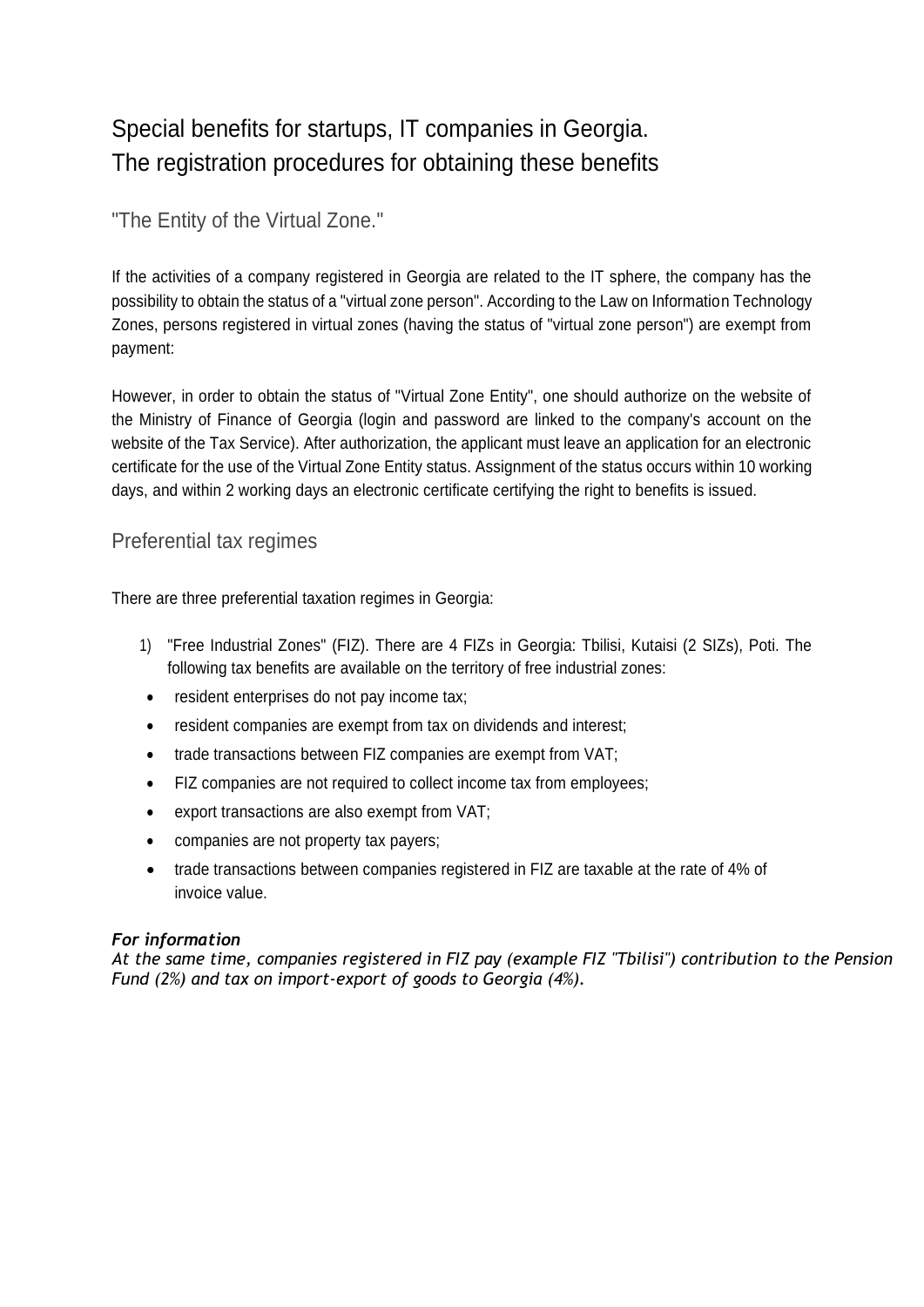# Special benefits for startups, IT companies in Georgia. The registration procedures for obtaining these benefits

## "The Entity of the Virtual Zone."

If the activities of a company registered in Georgia are related to the IT sphere, the company has the possibility to obtain the status of a "virtual zone person". According to the Law on Information Technology Zones, persons registered in virtual zones (having the status of "virtual zone person") are exempt from payment:

However, in order to obtain the status of "Virtual Zone Entity", one should authorize on the website of the Ministry of Finance of Georgia (login and password are linked to the company's account on the website of the Tax Service). After authorization, the applicant must leave an application for an electronic certificate for the use of the Virtual Zone Entity status. Assignment of the status occurs within 10 working days, and within 2 working days an electronic certificate certifying the right to benefits is issued.

## Preferential tax regimes

There are three preferential taxation regimes in Georgia:

1) "Free Industrial Zones" (FIZ). There are 4 FIZs in Georgia: Tbilisi, Kutaisi (2 SIZs), Poti. The following tax benefits are available on the territory of free industrial zones:
   - resident enterprises do not pay income tax;
   - resident companies are exempt from tax on dividends and interest;
   - trade transactions between FIZ companies are exempt from VAT;
   - FIZ companies are not required to collect income tax from employees;
   - export transactions are also exempt from VAT;
   - companies are not property tax payers;
   - trade transactions between companies registered in FIZ are taxable at the rate of 4% of invoice value.

***For information***
*At the same time, companies registered in FIZ pay (example FIZ "Tbilisi") contribution to the Pension Fund (2%) and tax on import-export of goods to Georgia (4%).*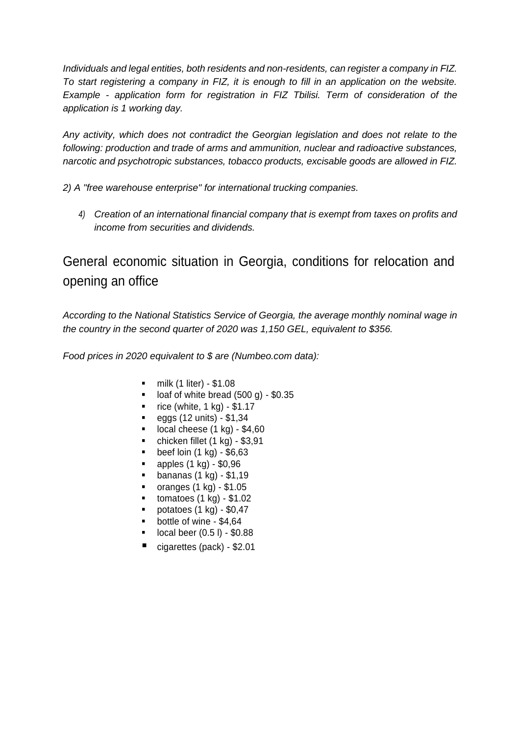*Individuals and legal entities, both residents and non-residents, can register a company in FIZ. To start registering a company in FIZ, it is enough to fill in an application on the website. Example - application form for registration in FIZ Tbilisi. Term of consideration of the application is 1 working day.*

*Any activity, which does not contradict the Georgian legislation and does not relate to the following: production and trade of arms and ammunition, nuclear and radioactive substances, narcotic and psychotropic substances, tobacco products, excisable goods are allowed in FIZ.*

*2) A "free warehouse enterprise" for international trucking companies.*

4) *Creation of an international financial company that is exempt from taxes on profits and income from securities and dividends.*

## General economic situation in Georgia, conditions for relocation and opening an office

*According to the National Statistics Service of Georgia, the average monthly nominal wage in the country in the second quarter of 2020 was 1,150 GEL, equivalent to $356.*

*Food prices in 2020 equivalent to $ are (Numbeo.com data):*

- milk (1 liter) - $1.08
- loaf of white bread (500 g) - $0.35
- rice (white, 1 kg) - $1.17
- eggs (12 units) - $1,34
- local cheese (1 kg) - $4,60
- chicken fillet (1 kg) - $3,91
- beef loin (1 kg) - $6,63
- apples (1 kg) - $0,96
- bananas (1 kg) - $1,19
- oranges (1 kg) - $1.05
- tomatoes (1 kg) - $1.02
- potatoes (1 kg) - $0,47
- bottle of wine - $4,64
- local beer (0.5 l) - $0.88
- cigarettes (pack) - $2.01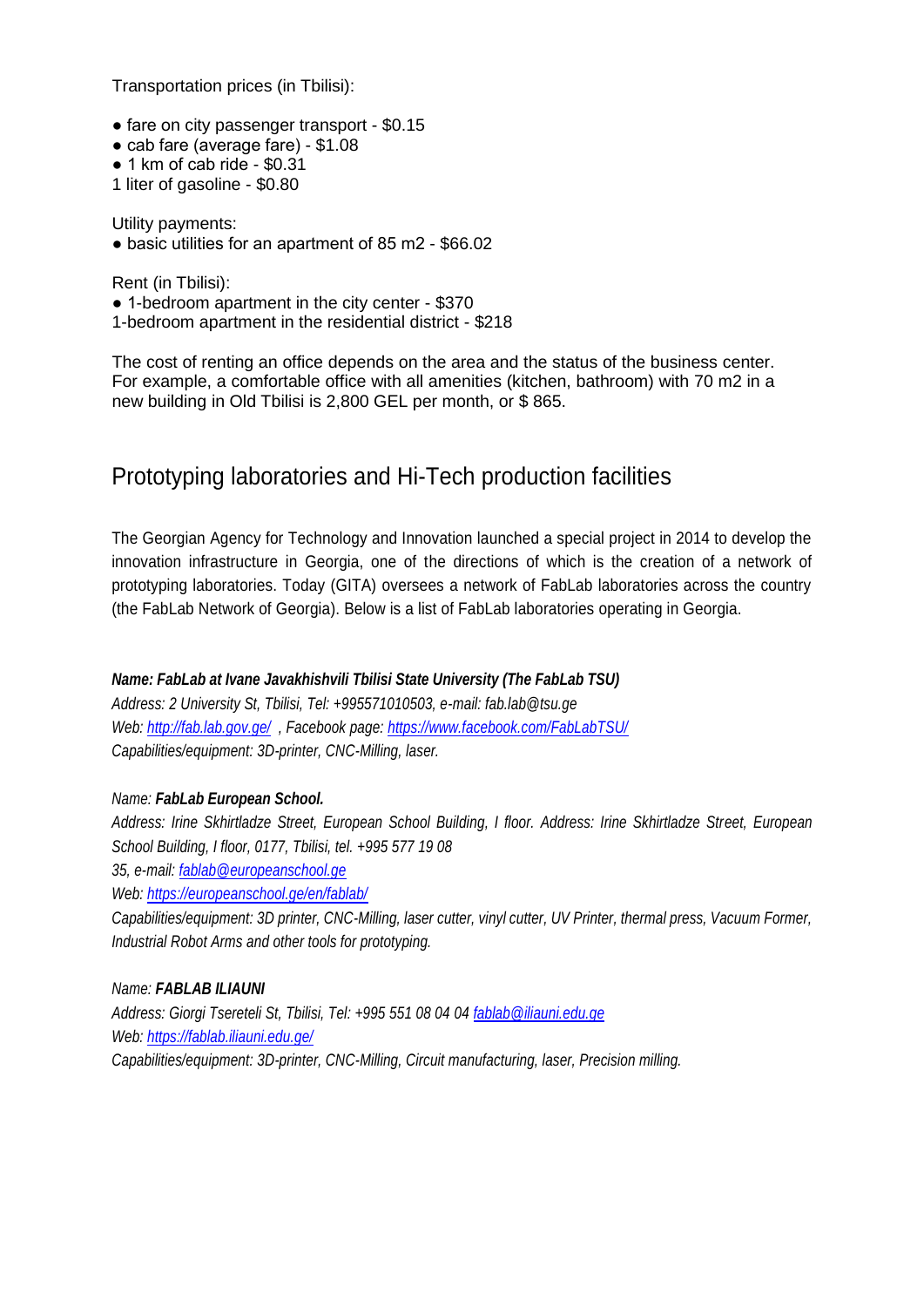Transportation prices (in Tbilisi):

- fare on city passenger transport - $0.15
- cab fare (average fare) - $1.08
- 1 km of cab ride - $0.31

1 liter of gasoline - $0.80

Utility payments:

- basic utilities for an apartment of 85 m2 - $66.02

Rent (in Tbilisi):

- 1-bedroom apartment in the city center - $370

1-bedroom apartment in the residential district - $218

The cost of renting an office depends on the area and the status of the business center. For example, a comfortable office with all amenities (kitchen, bathroom) with 70 m2 in a new building in Old Tbilisi is 2,800 GEL per month, or $ 865.

## Prototyping laboratories and Hi-Tech production facilities

The Georgian Agency for Technology and Innovation launched a special project in 2014 to develop the innovation infrastructure in Georgia, one of the directions of which is the creation of a network of prototyping laboratories. Today (GITA) oversees a network of FabLab laboratories across the country (the FabLab Network of Georgia). Below is a list of FabLab laboratories operating in Georgia.

***Name: FabLab at Ivane Javakhishvili Tbilisi State University (The FabLab TSU)***
*Address: 2 University St, Tbilisi, Tel: +995571010503, e-mail: fab.lab@tsu.ge*
*Web: http://fab.lab.gov.ge/ , Facebook page: https://www.facebook.com/FabLabTSU/*
*Capabilities/equipment: 3D-printer, CNC-Milling, laser.*

*Name:* ***FabLab European School.***
*Address: Irine Skhirtladze Street, European School Building, I floor. Address: Irine Skhirtladze Street, European School Building, I floor, 0177, Tbilisi, tel. +995 577 19 08 35, e-mail: fablab@europeanschool.ge*
*Web: https://europeanschool.ge/en/fablab/*
*Capabilities/equipment: 3D printer, CNC-Milling, laser cutter, vinyl cutter, UV Printer, thermal press, Vacuum Former, Industrial Robot Arms and other tools for prototyping.*

*Name:* ***FABLAB ILIAUNI***
*Address: Giorgi Tsereteli St, Tbilisi, Tel: +995 551 08 04 04 fablab@iliauni.edu.ge*
*Web: https://fablab.iliauni.edu.ge/*
*Capabilities/equipment: 3D-printer, CNC-Milling, Circuit manufacturing, laser, Precision milling.*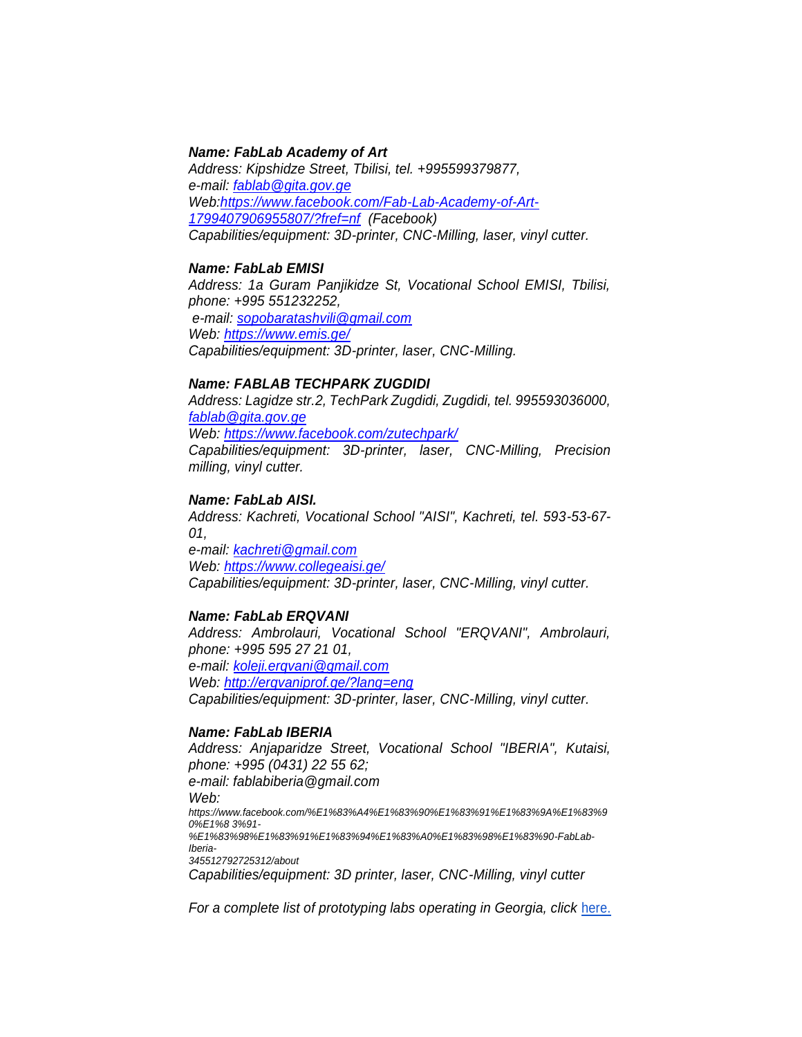***Name: FabLab Academy of Art***
*Address: Kipshidze Street, Tbilisi, tel. +995599379877,*
*e-mail: fablab@gita.gov.ge*
*Web:https://www.facebook.com/Fab-Lab-Academy-of-Art-1799407906955807/?fref=nf (Facebook)*
*Capabilities/equipment: 3D-printer, CNC-Milling, laser, vinyl cutter.*

***Name: FabLab EMISI***
*Address: 1a Guram Panjikidze St, Vocational School EMISI, Tbilisi, phone: +995 551232252,*
*e-mail: sopobaratashvili@gmail.com*
*Web: https://www.emis.ge/*
*Capabilities/equipment: 3D-printer, laser, CNC-Milling.*

***Name: FABLAB TECHPARK ZUGDIDI***
*Address: Lagidze str.2, TechPark Zugdidi, Zugdidi, tel. 995593036000, fablab@gita.gov.ge*
*Web: https://www.facebook.com/zutechpark/*
*Capabilities/equipment: 3D-printer, laser, CNC-Milling, Precision milling, vinyl cutter.*

***Name: FabLab AISI.***
*Address: Kachreti, Vocational School "AISI", Kachreti, tel. 593-53-67-01,*
*e-mail: kachreti@gmail.com*
*Web: https://www.collegeaisi.ge/*
*Capabilities/equipment: 3D-printer, laser, CNC-Milling, vinyl cutter.*

***Name: FabLab ERQVANI***
*Address: Ambrolauri, Vocational School "ERQVANI", Ambrolauri, phone: +995 595 27 21 01,*
*e-mail: koleji.erqvani@gmail.com*
*Web: http://erqvaniprof.ge/?lang=eng*
*Capabilities/equipment: 3D-printer, laser, CNC-Milling, vinyl cutter.*

***Name: FabLab IBERIA***
*Address: Anjaparidze Street, Vocational School "IBERIA", Kutaisi, phone: +995 (0431) 22 55 62;*
*e-mail: fablabiberia@gmail.com*
*Web:*
*https://www.facebook.com/%E1%83%A4%E1%83%90%E1%83%91%E1%83%9A%E1%83%90%E1%8 3%91-%E1%83%98%E1%83%91%E1%83%94%E1%83%A0%E1%83%98%E1%83%90-FabLab-Iberia-345512792725312/about*
*Capabilities/equipment: 3D printer, laser, CNC-Milling, vinyl cutter*

*For a complete list of prototyping labs operating in Georgia, click* here.